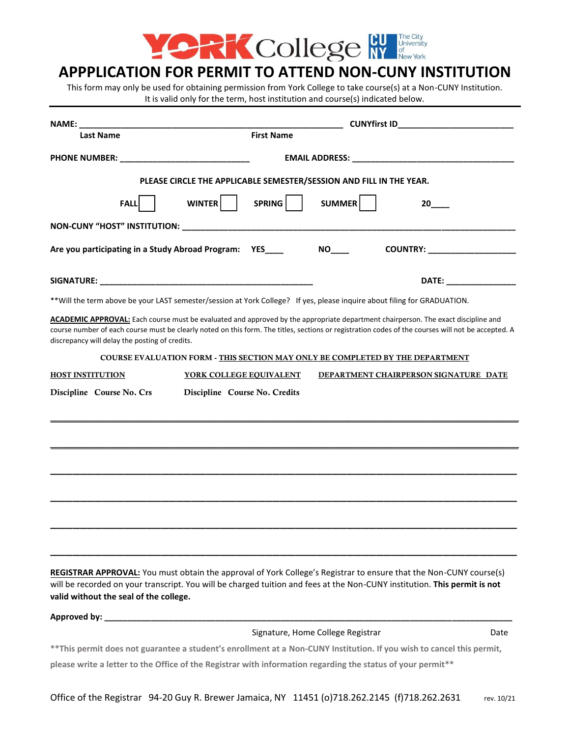YORK College | CUNY The City University of New York

# APPPLICATION FOR PERMIT TO ATTEND NON-CUNY INSTITUTION

This form may only be used for obtaining permission from York College to take course(s) at a Non-CUNY Institution. It is valid only for the term, host institution and course(s) indicated below.

---

**NAME:** ____________________________________________ **CUNYfirst ID**______________________
**Last Name** **First Name**

**PHONE NUMBER:** ________________________ **EMAIL ADDRESS:** ______________________________

**PLEASE CIRCLE THE APPLICABLE SEMESTER/SESSION AND FILL IN THE YEAR.**

**FALL** ☐ **WINTER** ☐ **SPRING** ☐ **SUMMER** ☐ **20**____

**NON-CUNY "HOST" INSTITUTION:** ____________________________________________________________

**Are you participating in a Study Abroad Program:** **YES**____ **NO**____ **COUNTRY:** ________________

**SIGNATURE:** ________________________________________ **DATE:** ______________

**Will the term above be your LAST semester/session at York College? If yes, please inquire about filing for GRADUATION.

**ACADEMIC APPROVAL:** Each course must be evaluated and approved by the appropriate department chairperson. The exact discipline and course number of each course must be clearly noted on this form. The titles, sections or registration codes of the courses will not be accepted. A discrepancy will delay the posting of credits.

**COURSE EVALUATION FORM - THIS SECTION MAY ONLY BE COMPLETED BY THE DEPARTMENT**

| HOST INSTITUTION | YORK COLLEGE EQUIVALENT | DEPARTMENT CHAIRPERSON SIGNATURE DATE |
|---|---|---|
| Discipline Course No. Crs | Discipline Course No. Credits | |
| | | |
| | | |
| | | |
| | | |
| | | |
| | | |

**REGISTRAR APPROVAL:** You must obtain the approval of York College's Registrar to ensure that the Non-CUNY course(s) will be recorded on your transcript. You will be charged tuition and fees at the Non-CUNY institution. **This permit is not valid without the seal of the college.**

**Approved by:** ______________________________________________________________________
Signature, Home College Registrar Date

**This permit does not guarantee a student's enrollment at a Non-CUNY Institution. If you wish to cancel this permit, please write a letter to the Office of the Registrar with information regarding the status of your permit**

Office of the Registrar 94-20 Guy R. Brewer Jamaica, NY 11451 (o)718.262.2145 (f)718.262.2631 rev. 10/21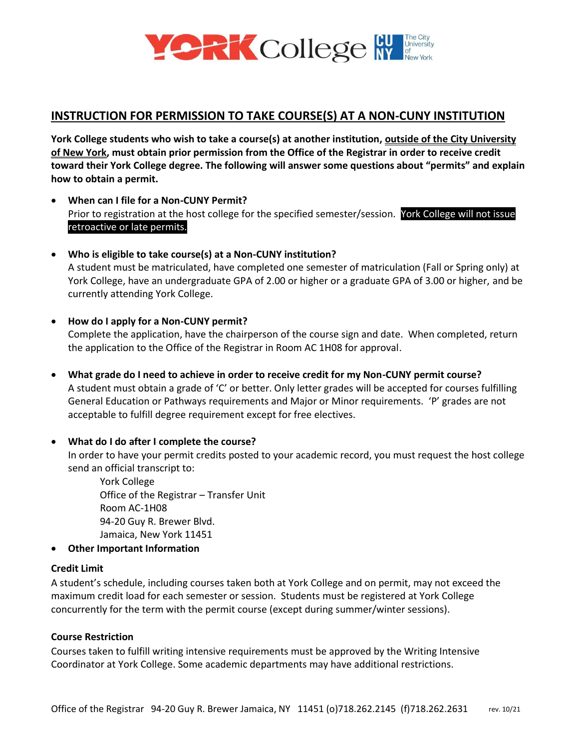# INSTRUCTION FOR PERMISSION TO TAKE COURSE(S) AT A NON-CUNY INSTITUTION

**York College students who wish to take a course(s) at another institution, outside of the City University of New York, must obtain prior permission from the Office of the Registrar in order to receive credit toward their York College degree. The following will answer some questions about "permits" and explain how to obtain a permit.**

- **When can I file for a Non-CUNY Permit?**
  Prior to registration at the host college for the specified semester/session. York College will not issue retroactive or late permits.

- **Who is eligible to take course(s) at a Non-CUNY institution?**
  A student must be matriculated, have completed one semester of matriculation (Fall or Spring only) at York College, have an undergraduate GPA of 2.00 or higher or a graduate GPA of 3.00 or higher, and be currently attending York College.

- **How do I apply for a Non-CUNY permit?**
  Complete the application, have the chairperson of the course sign and date. When completed, return the application to the Office of the Registrar in Room AC 1H08 for approval.

- **What grade do I need to achieve in order to receive credit for my Non-CUNY permit course?**
  A student must obtain a grade of 'C' or better. Only letter grades will be accepted for courses fulfilling General Education or Pathways requirements and Major or Minor requirements. 'P' grades are not acceptable to fulfill degree requirement except for free electives.

- **What do I do after I complete the course?**
  In order to have your permit credits posted to your academic record, you must request the host college send an official transcript to:

  York College
  Office of the Registrar – Transfer Unit
  Room AC-1H08
  94-20 Guy R. Brewer Blvd.
  Jamaica, New York 11451

- **Other Important Information**

**Credit Limit**

A student's schedule, including courses taken both at York College and on permit, may not exceed the maximum credit load for each semester or session. Students must be registered at York College concurrently for the term with the permit course (except during summer/winter sessions).

**Course Restriction**

Courses taken to fulfill writing intensive requirements must be approved by the Writing Intensive Coordinator at York College. Some academic departments may have additional restrictions.

Office of the Registrar 94-20 Guy R. Brewer Jamaica, NY 11451 (o)718.262.2145 (f)718.262.2631 rev. 10/21